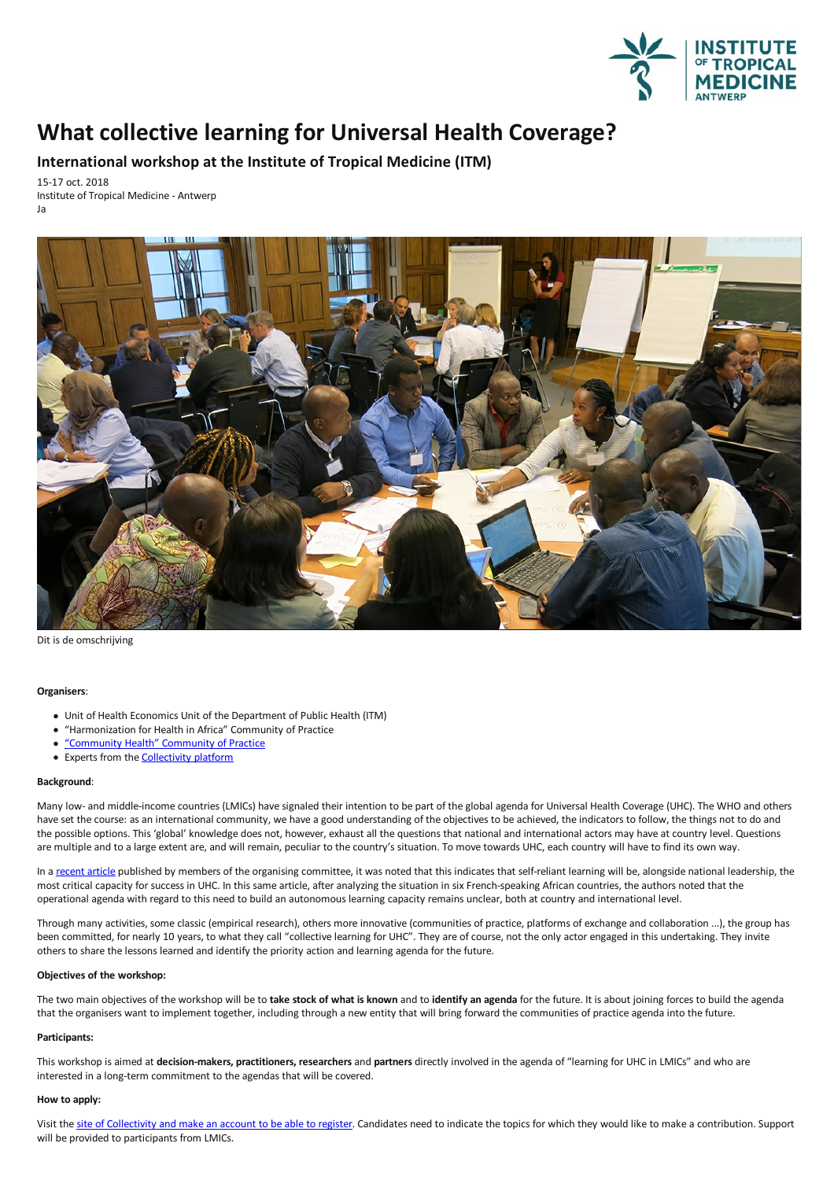# What collective learning for Universal Health Coverage?

## International workshop at the Institute of Tropical Medicine (ITM)

15-17 oct. 2018
Institute of Tropical Medicine - Antwerp
Ja

Dit is de omschrijving

**Organisers**:

- Unit of Health Economics Unit of the Department of Public Health (ITM)
- "Harmonization for Health in Africa" Community of Practice
- "Community Health" Community of Practice
- Experts from the Collectivity platform

**Background**:

Many low- and middle-income countries (LMICs) have signaled their intention to be part of the global agenda for Universal Health Coverage (UHC). The WHO and others have set the course: as an international community, we have a good understanding of the objectives to be achieved, the indicators to follow, the things not to do and the possible options. This 'global' knowledge does not, however, exhaust all the questions that national and international actors may have at country level. Questions are multiple and to a large extent are, and will remain, peculiar to the country's situation. To move towards UHC, each country will have to find its own way.

In a recent article published by members of the organising committee, it was noted that this indicates that self-reliant learning will be, alongside national leadership, the most critical capacity for success in UHC. In this same article, after analyzing the situation in six French-speaking African countries, the authors noted that the operational agenda with regard to this need to build an autonomous learning capacity remains unclear, both at country and international level.

Through many activities, some classic (empirical research), others more innovative (communities of practice, platforms of exchange and collaboration ...), the group has been committed, for nearly 10 years, to what they call "collective learning for UHC". They are of course, not the only actor engaged in this undertaking. They invite others to share the lessons learned and identify the priority action and learning agenda for the future.

**Objectives of the workshop:**

The two main objectives of the workshop will be to **take stock of what is known** and to **identify an agenda** for the future. It is about joining forces to build the agenda that the organisers want to implement together, including through a new entity that will bring forward the communities of practice agenda into the future.

**Participants:**

This workshop is aimed at **decision-makers, practitioners, researchers** and **partners** directly involved in the agenda of "learning for UHC in LMICs" and who are interested in a long-term commitment to the agendas that will be covered.

**How to apply:**

Visit the site of Collectivity and make an account to be able to register. Candidates need to indicate the topics for which they would like to make a contribution. Support will be provided to participants from LMICs.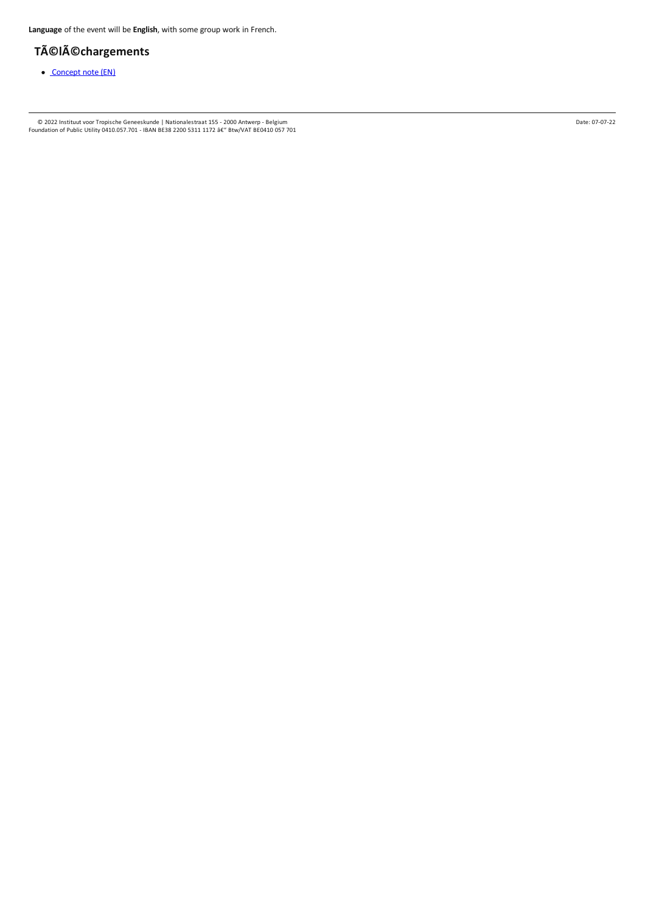**Language** of the event will be **English**, with some group work in French.

## TÃ©lÃ©chargements

- Concept note (EN)